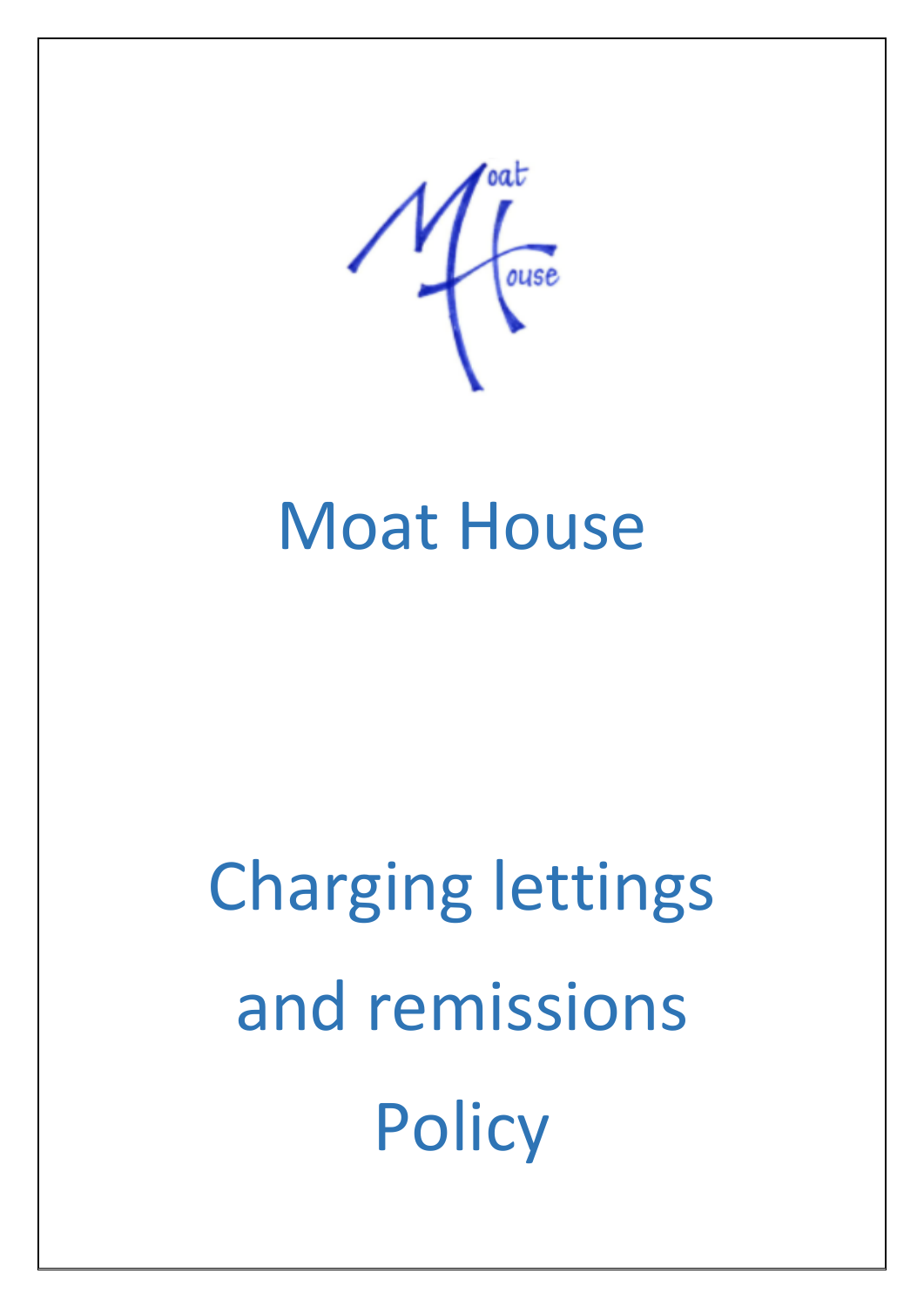# Moat House

# Charging lettings and remissions Policy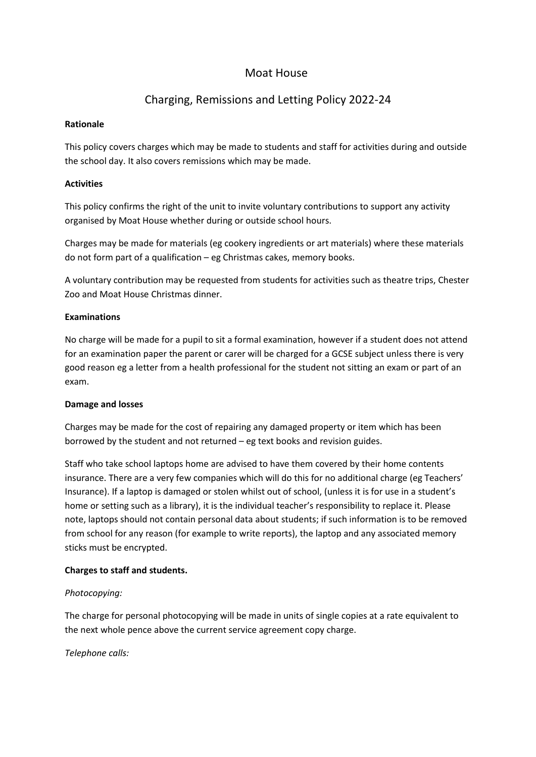# Moat House

## Charging, Remissions and Letting Policy 2022-24

**Rationale**

This policy covers charges which may be made to students and staff for activities during and outside the school day. It also covers remissions which may be made.

**Activities**

This policy confirms the right of the unit to invite voluntary contributions to support any activity organised by Moat House whether during or outside school hours.

Charges may be made for materials (eg cookery ingredients or art materials) where these materials do not form part of a qualification – eg Christmas cakes, memory books.

A voluntary contribution may be requested from students for activities such as theatre trips, Chester Zoo and Moat House Christmas dinner.

**Examinations**

No charge will be made for a pupil to sit a formal examination, however if a student does not attend for an examination paper the parent or carer will be charged for a GCSE subject unless there is very good reason eg a letter from a health professional for the student not sitting an exam or part of an exam.

**Damage and losses**

Charges may be made for the cost of repairing any damaged property or item which has been borrowed by the student and not returned – eg text books and revision guides.

Staff who take school laptops home are advised to have them covered by their home contents insurance. There are a very few companies which will do this for no additional charge (eg Teachers' Insurance). If a laptop is damaged or stolen whilst out of school, (unless it is for use in a student's home or setting such as a library), it is the individual teacher's responsibility to replace it. Please note, laptops should not contain personal data about students; if such information is to be removed from school for any reason (for example to write reports), the laptop and any associated memory sticks must be encrypted.

**Charges to staff and students.**

*Photocopying:*

The charge for personal photocopying will be made in units of single copies at a rate equivalent to the next whole pence above the current service agreement copy charge.

*Telephone calls:*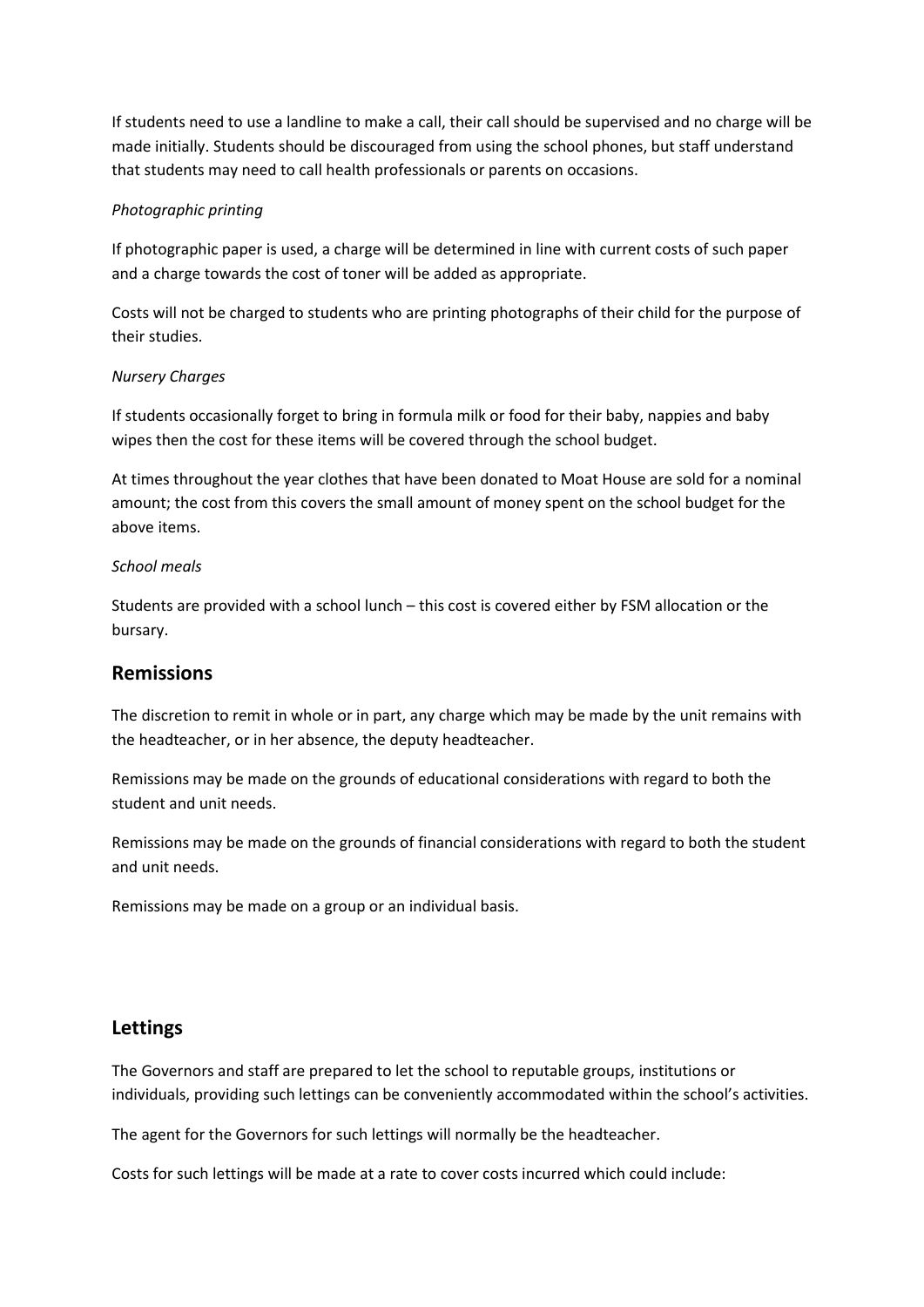If students need to use a landline to make a call, their call should be supervised and no charge will be made initially. Students should be discouraged from using the school phones, but staff understand that students may need to call health professionals or parents on occasions.

*Photographic printing*

If photographic paper is used, a charge will be determined in line with current costs of such paper and a charge towards the cost of toner will be added as appropriate.

Costs will not be charged to students who are printing photographs of their child for the purpose of their studies.

*Nursery Charges*

If students occasionally forget to bring in formula milk or food for their baby, nappies and baby wipes then the cost for these items will be covered through the school budget.

At times throughout the year clothes that have been donated to Moat House are sold for a nominal amount; the cost from this covers the small amount of money spent on the school budget for the above items.

*School meals*

Students are provided with a school lunch – this cost is covered either by FSM allocation or the bursary.

## Remissions

The discretion to remit in whole or in part, any charge which may be made by the unit remains with the headteacher, or in her absence, the deputy headteacher.

Remissions may be made on the grounds of educational considerations with regard to both the student and unit needs.

Remissions may be made on the grounds of financial considerations with regard to both the student and unit needs.

Remissions may be made on a group or an individual basis.

## Lettings

The Governors and staff are prepared to let the school to reputable groups, institutions or individuals, providing such lettings can be conveniently accommodated within the school's activities.

The agent for the Governors for such lettings will normally be the headteacher.

Costs for such lettings will be made at a rate to cover costs incurred which could include: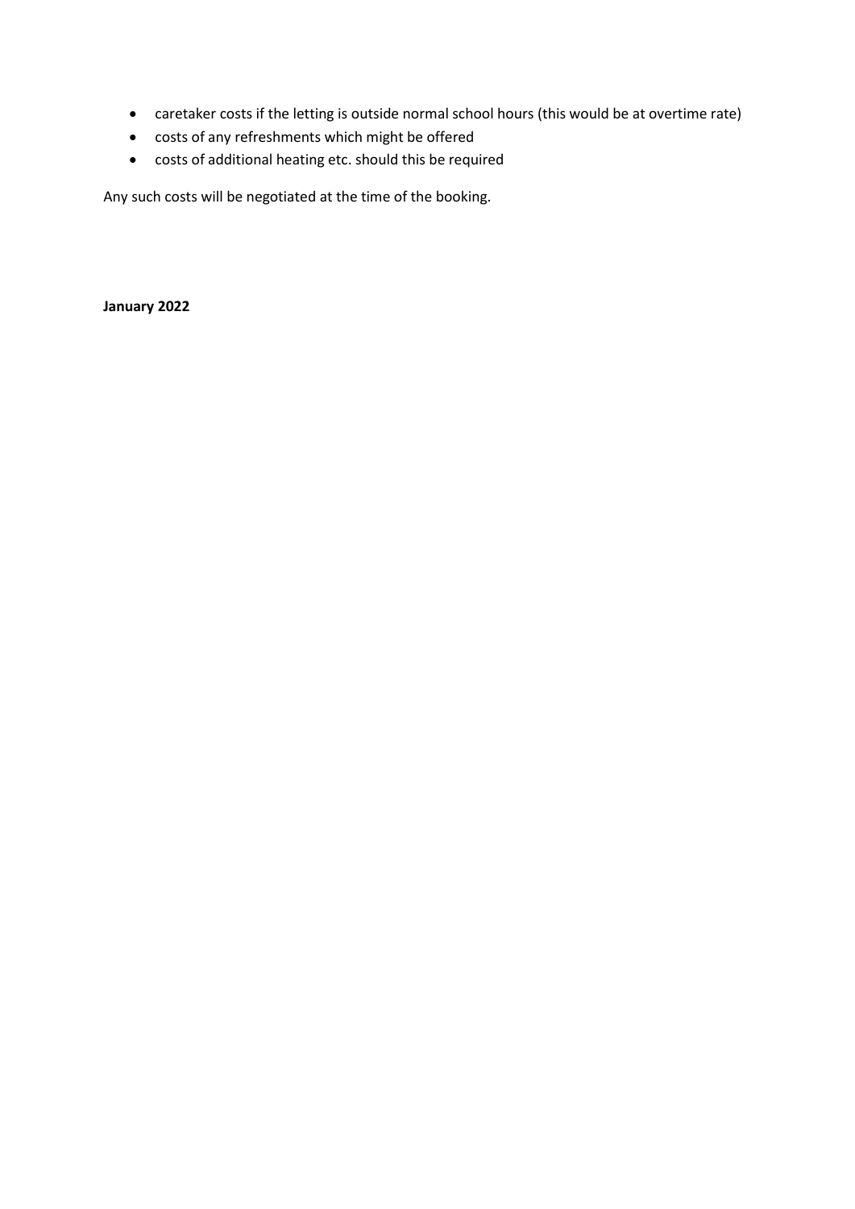- caretaker costs if the letting is outside normal school hours (this would be at overtime rate)
- costs of any refreshments which might be offered
- costs of additional heating etc. should this be required

Any such costs will be negotiated at the time of the booking.

**January 2022**